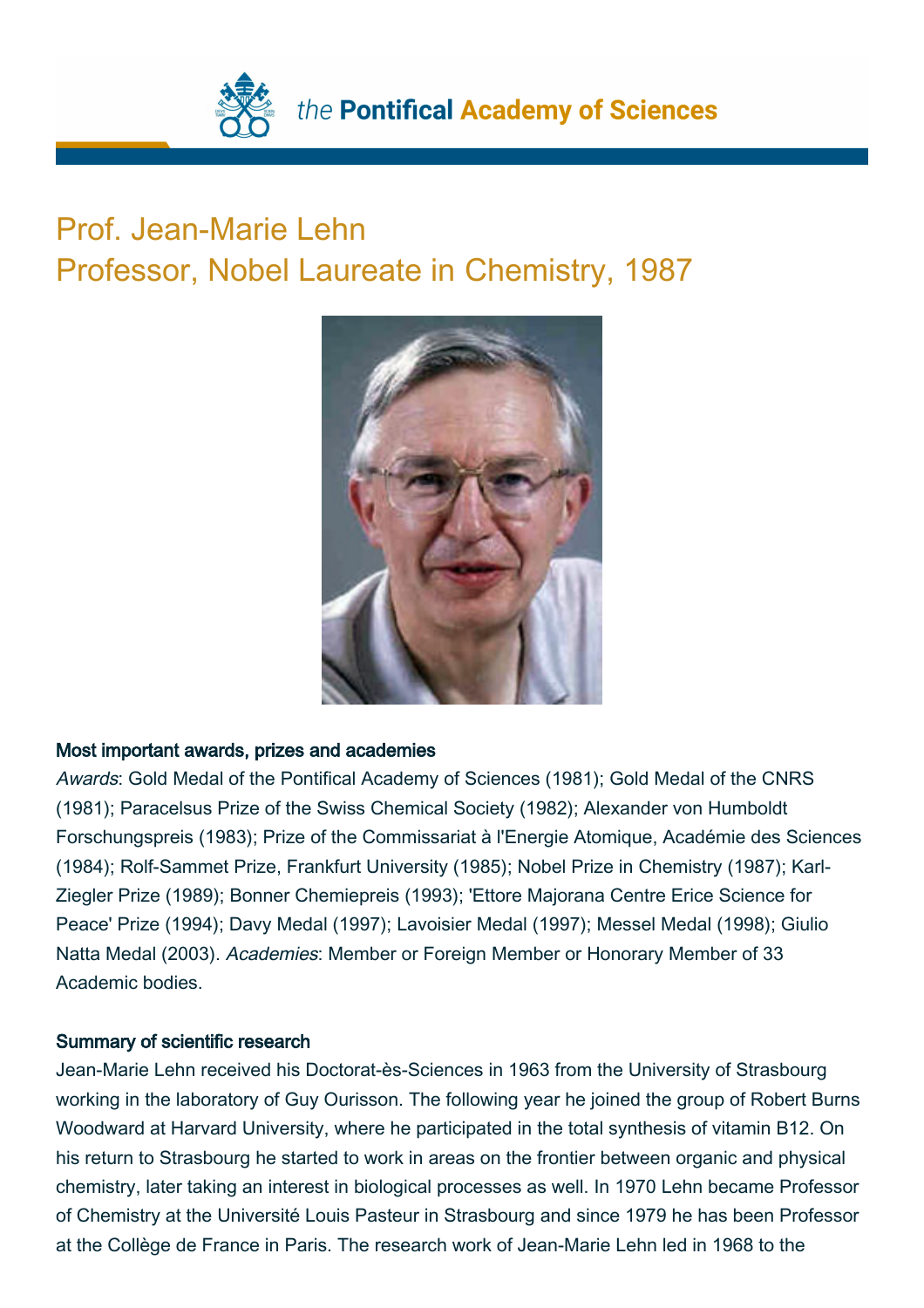# Prof. Jean-Marie Lehn
## Professor, Nobel Laureate in Chemistry, 1987

### Most important awards, prizes and academies

*Awards*: Gold Medal of the Pontifical Academy of Sciences (1981); Gold Medal of the CNRS (1981); Paracelsus Prize of the Swiss Chemical Society (1982); Alexander von Humboldt Forschungspreis (1983); Prize of the Commissariat à l'Energie Atomique, Académie des Sciences (1984); Rolf-Sammet Prize, Frankfurt University (1985); Nobel Prize in Chemistry (1987); Karl-Ziegler Prize (1989); Bonner Chemiepreis (1993); 'Ettore Majorana Centre Erice Science for Peace' Prize (1994); Davy Medal (1997); Lavoisier Medal (1997); Messel Medal (1998); Giulio Natta Medal (2003). *Academies*: Member or Foreign Member or Honorary Member of 33 Academic bodies.

### Summary of scientific research

Jean-Marie Lehn received his Doctorat-ès-Sciences in 1963 from the University of Strasbourg working in the laboratory of Guy Ourisson. The following year he joined the group of Robert Burns Woodward at Harvard University, where he participated in the total synthesis of vitamin B12. On his return to Strasbourg he started to work in areas on the frontier between organic and physical chemistry, later taking an interest in biological processes as well. In 1970 Lehn became Professor of Chemistry at the Université Louis Pasteur in Strasbourg and since 1979 he has been Professor at the Collège de France in Paris. The research work of Jean-Marie Lehn led in 1968 to the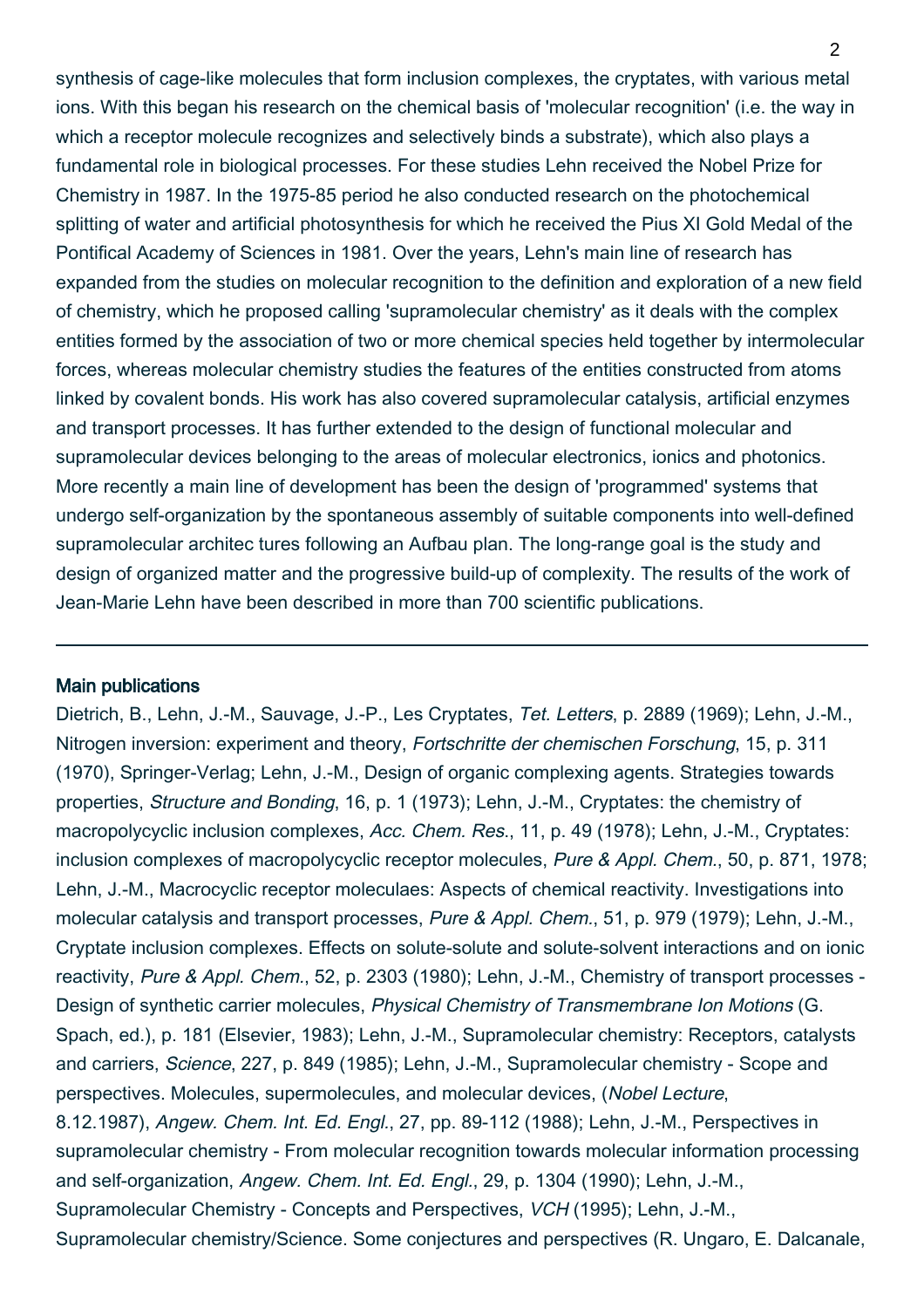synthesis of cage-like molecules that form inclusion complexes, the cryptates, with various metal ions. With this began his research on the chemical basis of 'molecular recognition' (i.e. the way in which a receptor molecule recognizes and selectively binds a substrate), which also plays a fundamental role in biological processes. For these studies Lehn received the Nobel Prize for Chemistry in 1987. In the 1975-85 period he also conducted research on the photochemical splitting of water and artificial photosynthesis for which he received the Pius XI Gold Medal of the Pontifical Academy of Sciences in 1981. Over the years, Lehn's main line of research has expanded from the studies on molecular recognition to the definition and exploration of a new field of chemistry, which he proposed calling 'supramolecular chemistry' as it deals with the complex entities formed by the association of two or more chemical species held together by intermolecular forces, whereas molecular chemistry studies the features of the entities constructed from atoms linked by covalent bonds. His work has also covered supramolecular catalysis, artificial enzymes and transport processes. It has further extended to the design of functional molecular and supramolecular devices belonging to the areas of molecular electronics, ionics and photonics. More recently a main line of development has been the design of 'programmed' systems that undergo self-organization by the spontaneous assembly of suitable components into well-defined supramolecular architec tures following an Aufbau plan. The long-range goal is the study and design of organized matter and the progressive build-up of complexity. The results of the work of Jean-Marie Lehn have been described in more than 700 scientific publications.

---

## Main publications

Dietrich, B., Lehn, J.-M., Sauvage, J.-P., Les Cryptates, *Tet. Letters*, p. 2889 (1969); Lehn, J.-M., Nitrogen inversion: experiment and theory, *Fortschritte der chemischen Forschung*, 15, p. 311 (1970), Springer-Verlag; Lehn, J.-M., Design of organic complexing agents. Strategies towards properties, *Structure and Bonding*, 16, p. 1 (1973); Lehn, J.-M., Cryptates: the chemistry of macropolycyclic inclusion complexes, *Acc. Chem. Res.*, 11, p. 49 (1978); Lehn, J.-M., Cryptates: inclusion complexes of macropolycyclic receptor molecules, *Pure & Appl. Chem.*, 50, p. 871, 1978; Lehn, J.-M., Macrocyclic receptor moleculaes: Aspects of chemical reactivity. Investigations into molecular catalysis and transport processes, *Pure & Appl. Chem.*, 51, p. 979 (1979); Lehn, J.-M., Cryptate inclusion complexes. Effects on solute-solute and solute-solvent interactions and on ionic reactivity, *Pure & Appl. Chem.*, 52, p. 2303 (1980); Lehn, J.-M., Chemistry of transport processes - Design of synthetic carrier molecules, *Physical Chemistry of Transmembrane Ion Motions* (G. Spach, ed.), p. 181 (Elsevier, 1983); Lehn, J.-M., Supramolecular chemistry: Receptors, catalysts and carriers, *Science*, 227, p. 849 (1985); Lehn, J.-M., Supramolecular chemistry - Scope and perspectives. Molecules, supermolecules, and molecular devices, (*Nobel Lecture*, 8.12.1987), *Angew. Chem. Int. Ed. Engl.*, 27, pp. 89-112 (1988); Lehn, J.-M., Perspectives in supramolecular chemistry - From molecular recognition towards molecular information processing and self-organization, *Angew. Chem. Int. Ed. Engl.*, 29, p. 1304 (1990); Lehn, J.-M., Supramolecular Chemistry - Concepts and Perspectives, *VCH* (1995); Lehn, J.-M., Supramolecular chemistry/Science. Some conjectures and perspectives (R. Ungaro, E. Dalcanale,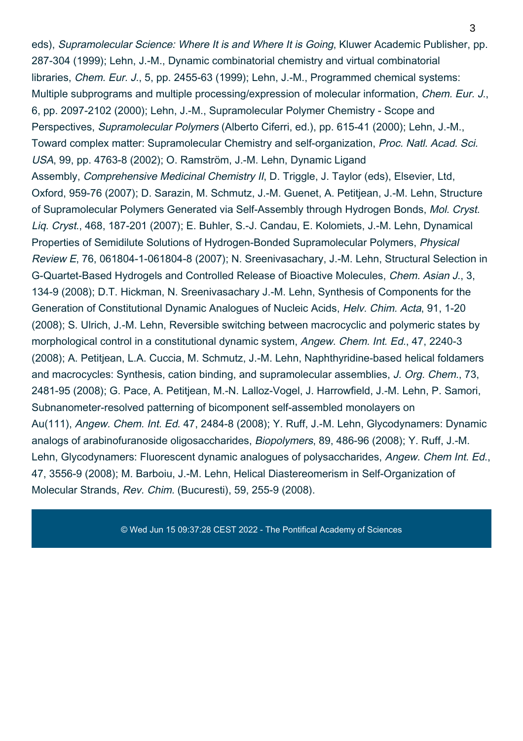eds), *Supramolecular Science: Where It is and Where It is Going*, Kluwer Academic Publisher, pp. 287-304 (1999); Lehn, J.-M., Dynamic combinatorial chemistry and virtual combinatorial libraries, *Chem. Eur. J.*, 5, pp. 2455-63 (1999); Lehn, J.-M., Programmed chemical systems: Multiple subprograms and multiple processing/expression of molecular information, *Chem. Eur. J.*, 6, pp. 2097-2102 (2000); Lehn, J.-M., Supramolecular Polymer Chemistry - Scope and Perspectives, *Supramolecular Polymers* (Alberto Ciferri, ed.), pp. 615-41 (2000); Lehn, J.-M., Toward complex matter: Supramolecular Chemistry and self-organization, *Proc. Natl. Acad. Sci. USA*, 99, pp. 4763-8 (2002); O. Ramström, J.-M. Lehn, Dynamic Ligand Assembly, *Comprehensive Medicinal Chemistry II*, D. Triggle, J. Taylor (eds), Elsevier, Ltd, Oxford, 959-76 (2007); D. Sarazin, M. Schmutz, J.-M. Guenet, A. Petitjean, J.-M. Lehn, Structure of Supramolecular Polymers Generated via Self-Assembly through Hydrogen Bonds, *Mol. Cryst. Liq. Cryst.*, 468, 187-201 (2007); E. Buhler, S.-J. Candau, E. Kolomiets, J.-M. Lehn, Dynamical Properties of Semidilute Solutions of Hydrogen-Bonded Supramolecular Polymers, *Physical Review E*, 76, 061804-1-061804-8 (2007); N. Sreenivasachary, J.-M. Lehn, Structural Selection in G-Quartet-Based Hydrogels and Controlled Release of Bioactive Molecules, *Chem. Asian J.*, 3, 134-9 (2008); D.T. Hickman, N. Sreenivasachary J.-M. Lehn, Synthesis of Components for the Generation of Constitutional Dynamic Analogues of Nucleic Acids, *Helv. Chim. Acta*, 91, 1-20 (2008); S. Ulrich, J.-M. Lehn, Reversible switching between macrocyclic and polymeric states by morphological control in a constitutional dynamic system, *Angew. Chem. Int. Ed.*, 47, 2240-3 (2008); A. Petitjean, L.A. Cuccia, M. Schmutz, J.-M. Lehn, Naphthyridine-based helical foldamers and macrocycles: Synthesis, cation binding, and supramolecular assemblies, *J. Org. Chem.*, 73, 2481-95 (2008); G. Pace, A. Petitjean, M.-N. Lalloz-Vogel, J. Harrowfield, J.-M. Lehn, P. Samori, Subnanometer-resolved patterning of bicomponent self-assembled monolayers on Au(111), *Angew. Chem. Int. Ed.* 47, 2484-8 (2008); Y. Ruff, J.-M. Lehn, Glycodynamers: Dynamic analogs of arabinofuranoside oligosaccharides, *Biopolymers*, 89, 486-96 (2008); Y. Ruff, J.-M. Lehn, Glycodynamers: Fluorescent dynamic analogues of polysaccharides, *Angew. Chem Int. Ed.*, 47, 3556-9 (2008); M. Barboiu, J.-M. Lehn, Helical Diastereomerism in Self-Organization of Molecular Strands, *Rev. Chim.* (Bucuresti), 59, 255-9 (2008).